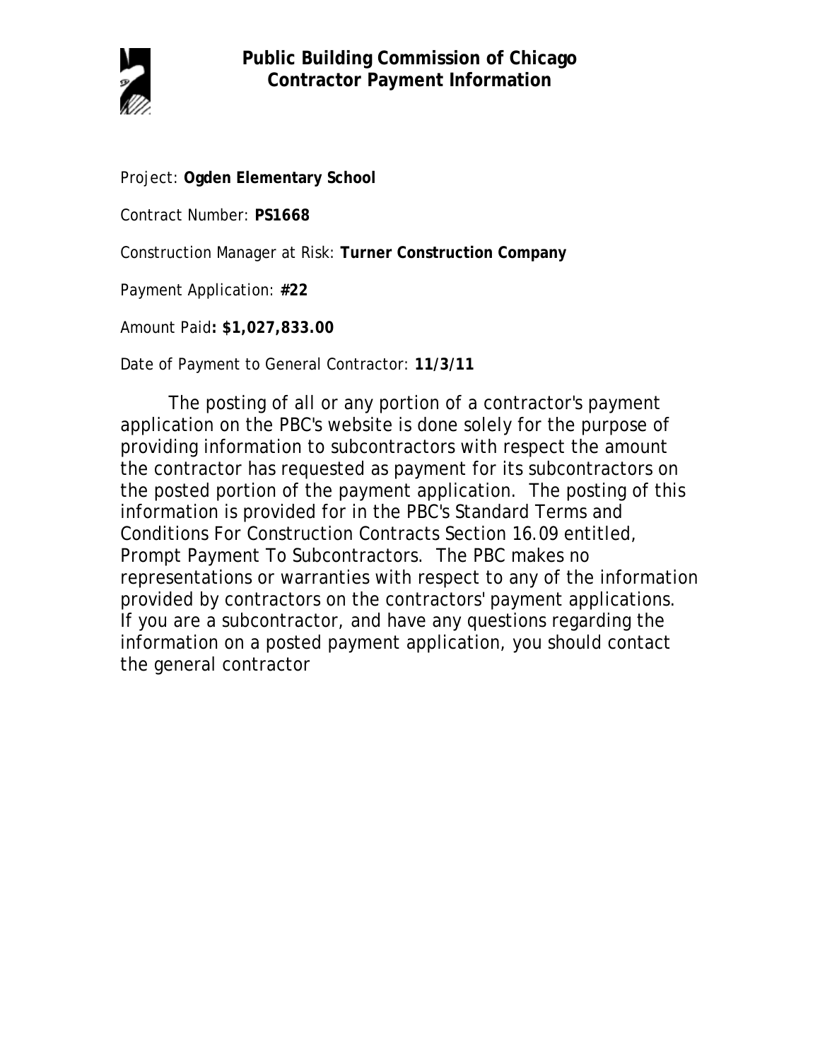# Public Building Commission of Chicago
## Contractor Payment Information

Project: **Ogden Elementary School**

Contract Number: **PS1668**

Construction Manager at Risk: **Turner Construction Company**

Payment Application: **#22**

Amount Paid**: $1,027,833.00**

Date of Payment to General Contractor: **11/3/11**

The posting of all or any portion of a contractor's payment application on the PBC's website is done solely for the purpose of providing information to subcontractors with respect the amount the contractor has requested as payment for its subcontractors on the posted portion of the payment application. The posting of this information is provided for in the PBC's Standard Terms and Conditions For Construction Contracts Section 16.09 entitled, Prompt Payment To Subcontractors. The PBC makes no representations or warranties with respect to any of the information provided by contractors on the contractors' payment applications. If you are a subcontractor, and have any questions regarding the information on a posted payment application, you should contact the general contractor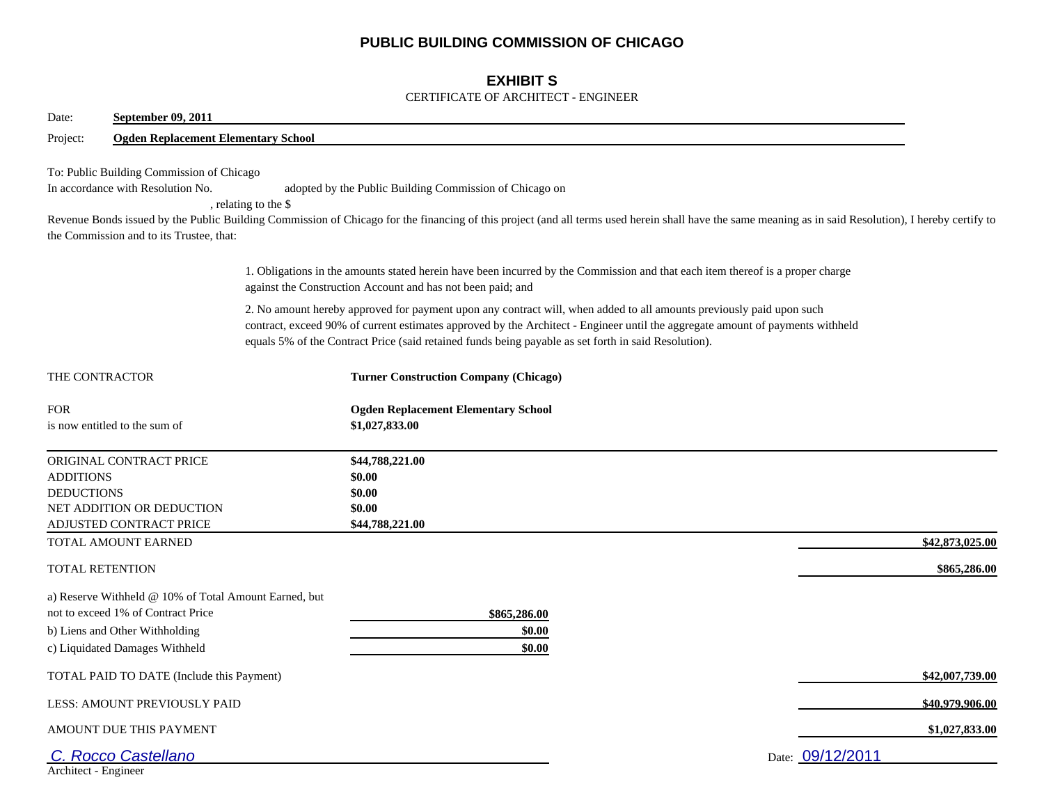# PUBLIC BUILDING COMMISSION OF CHICAGO

## EXHIBIT S

CERTIFICATE OF ARCHITECT - ENGINEER

Date: **September 09, 2011**

Project: **Ogden Replacement Elementary School**

To: Public Building Commission of Chicago

In accordance with Resolution No. adopted by the Public Building Commission of Chicago on , relating to the $ Revenue Bonds issued by the Public Building Commission of Chicago for the financing of this project (and all terms used herein shall have the same meaning as in said Resolution), I hereby certify to the Commission and to its Trustee, that:

1. Obligations in the amounts stated herein have been incurred by the Commission and that each item thereof is a proper charge against the Construction Account and has not been paid; and

2. No amount hereby approved for payment upon any contract will, when added to all amounts previously paid upon such contract, exceed 90% of current estimates approved by the Architect - Engineer until the aggregate amount of payments withheld equals 5% of the Contract Price (said retained funds being payable as set forth in said Resolution).

THE CONTRACTOR **Turner Construction Company (Chicago)**

FOR **Ogden Replacement Elementary School**

is now entitled to the sum of **$1,027,833.00**

| | | |
|---|---|---|
| ORIGINAL CONTRACT PRICE | **$44,788,221.00** | |
| ADDITIONS | **$0.00** | |
| DEDUCTIONS | **$0.00** | |
| NET ADDITION OR DEDUCTION | **$0.00** | |
| ADJUSTED CONTRACT PRICE | **$44,788,221.00** | |
| TOTAL AMOUNT EARNED | | **$42,873,025.00** |
| TOTAL RETENTION | | **$865,286.00** |
| a) Reserve Withheld @ 10% of Total Amount Earned, but not to exceed 1% of Contract Price | **$865,286.00** | |
| b) Liens and Other Withholding | **$0.00** | |
| c) Liquidated Damages Withheld | **$0.00** | |
| TOTAL PAID TO DATE (Include this Payment) | | **$42,007,739.00** |
| LESS: AMOUNT PREVIOUSLY PAID | | **$40,979,906.00** |
| AMOUNT DUE THIS PAYMENT | | **$1,027,833.00** |

*C. Rocco Castellano*

Architect - Engineer

Date: 09/12/2011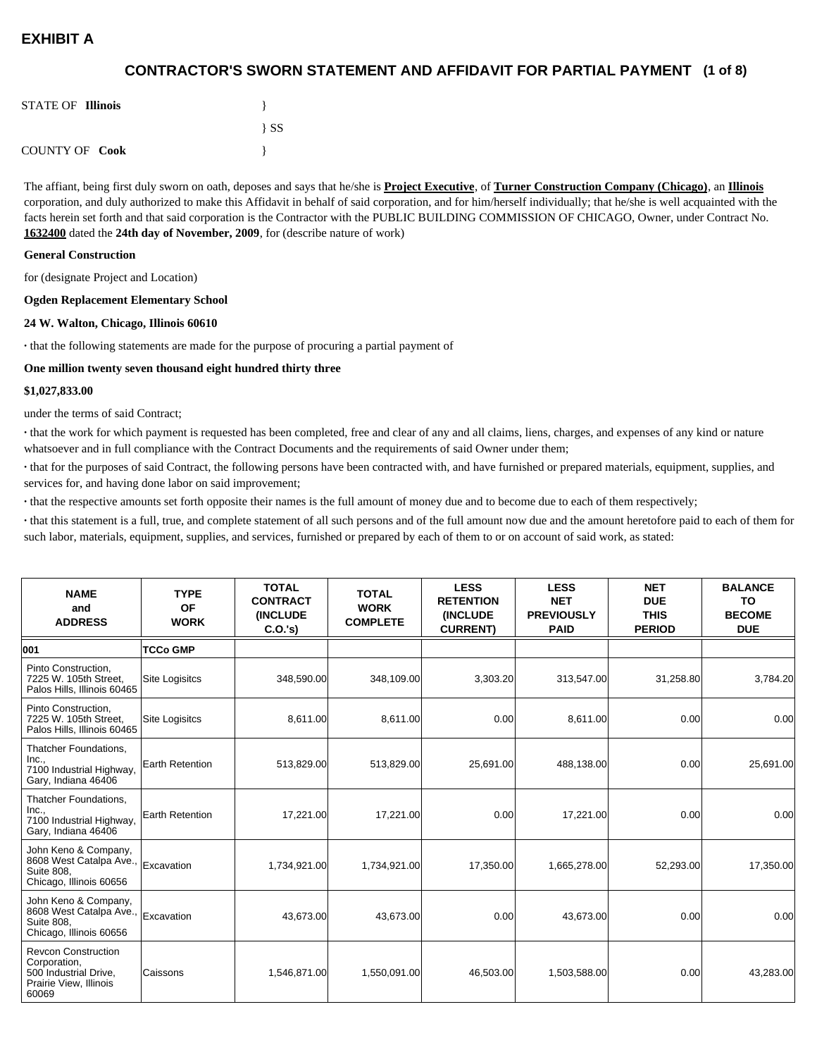# EXHIBIT A

## CONTRACTOR'S SWORN STATEMENT AND AFFIDAVIT FOR PARTIAL PAYMENT (1 of 8)

STATE OF **Illinois** }
} SS
COUNTY OF **Cook** }

The affiant, being first duly sworn on oath, deposes and says that he/she is **Project Executive**, of **Turner Construction Company (Chicago)**, an **Illinois** corporation, and duly authorized to make this Affidavit in behalf of said corporation, and for him/herself individually; that he/she is well acquainted with the facts herein set forth and that said corporation is the Contractor with the PUBLIC BUILDING COMMISSION OF CHICAGO, Owner, under Contract No. **1632400** dated the **24th day of November, 2009**, for (describe nature of work)

**General Construction**

for (designate Project and Location)

**Ogden Replacement Elementary School**

**24 W. Walton, Chicago, Illinois 60610**

· that the following statements are made for the purpose of procuring a partial payment of

**One million twenty seven thousand eight hundred thirty three**

**$1,027,833.00**

under the terms of said Contract;

· that the work for which payment is requested has been completed, free and clear of any and all claims, liens, charges, and expenses of any kind or nature whatsoever and in full compliance with the Contract Documents and the requirements of said Owner under them;

· that for the purposes of said Contract, the following persons have been contracted with, and have furnished or prepared materials, equipment, supplies, and services for, and having done labor on said improvement;

· that the respective amounts set forth opposite their names is the full amount of money due and to become due to each of them respectively;

· that this statement is a full, true, and complete statement of all such persons and of the full amount now due and the amount heretofore paid to each of them for such labor, materials, equipment, supplies, and services, furnished or prepared by each of them to or on account of said work, as stated:

| NAME and ADDRESS | TYPE OF WORK | TOTAL CONTRACT (INCLUDE C.O.'s) | TOTAL WORK COMPLETE | LESS RETENTION (INCLUDE CURRENT) | LESS NET PREVIOUSLY PAID | NET DUE THIS PERIOD | BALANCE TO BECOME DUE |
|---|---|---|---|---|---|---|---|
| **001** | **TCCo GMP** | | | | | | |
| Pinto Construction, 7225 W. 105th Street, Palos Hills, Illinois 60465 | Site Logisitcs | 348,590.00 | 348,109.00 | 3,303.20 | 313,547.00 | 31,258.80 | 3,784.20 |
| Pinto Construction, 7225 W. 105th Street, Palos Hills, Illinois 60465 | Site Logisitcs | 8,611.00 | 8,611.00 | 0.00 | 8,611.00 | 0.00 | 0.00 |
| Thatcher Foundations, Inc., 7100 Industrial Highway, Gary, Indiana 46406 | Earth Retention | 513,829.00 | 513,829.00 | 25,691.00 | 488,138.00 | 0.00 | 25,691.00 |
| Thatcher Foundations, Inc., 7100 Industrial Highway, Gary, Indiana 46406 | Earth Retention | 17,221.00 | 17,221.00 | 0.00 | 17,221.00 | 0.00 | 0.00 |
| John Keno & Company, 8608 West Catalpa Ave., Suite 808, Chicago, Illinois 60656 | Excavation | 1,734,921.00 | 1,734,921.00 | 17,350.00 | 1,665,278.00 | 52,293.00 | 17,350.00 |
| John Keno & Company, 8608 West Catalpa Ave., Suite 808, Chicago, Illinois 60656 | Excavation | 43,673.00 | 43,673.00 | 0.00 | 43,673.00 | 0.00 | 0.00 |
| Revcon Construction Corporation, 500 Industrial Drive, Prairie View, Illinois 60069 | Caissons | 1,546,871.00 | 1,550,091.00 | 46,503.00 | 1,503,588.00 | 0.00 | 43,283.00 |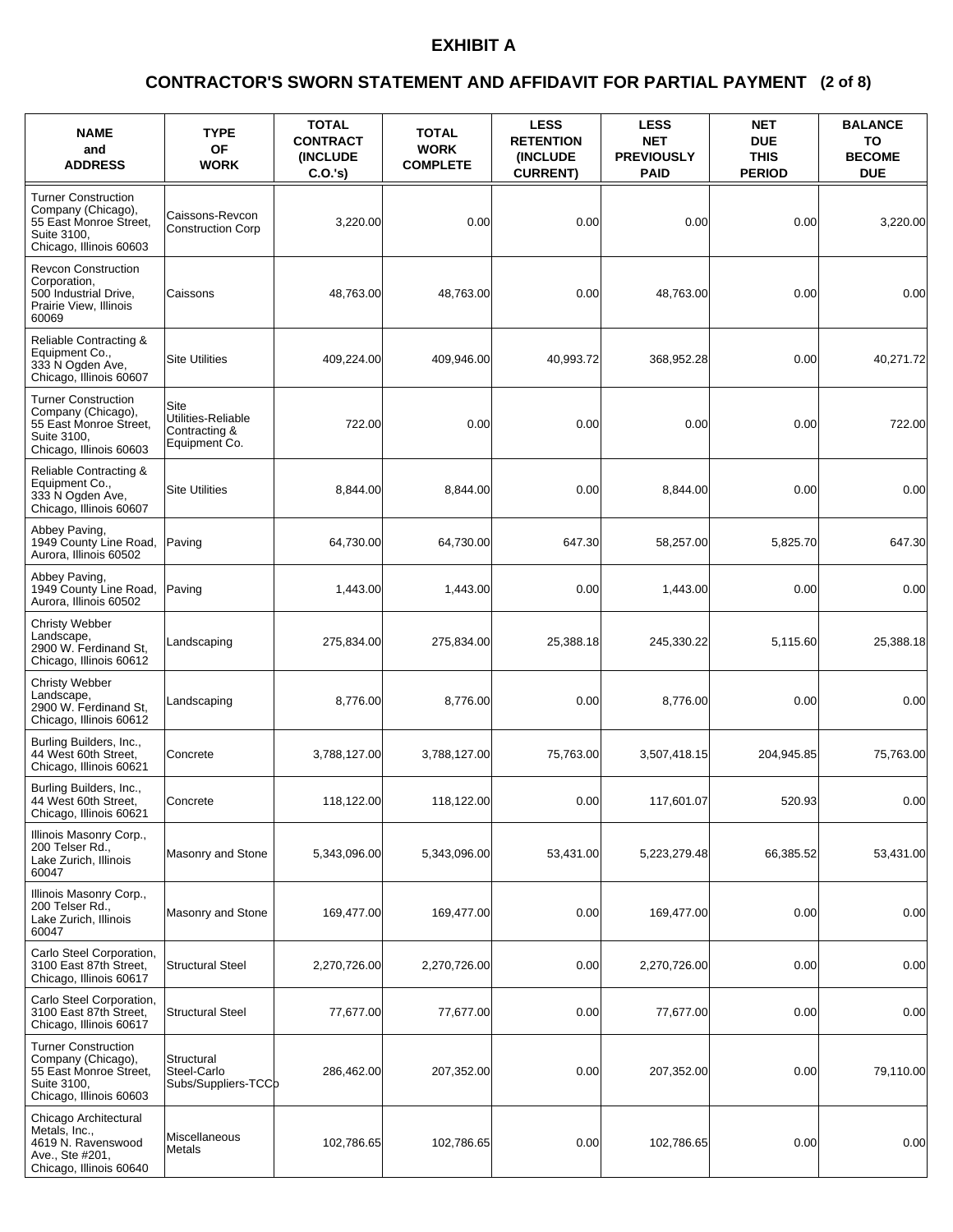# EXHIBIT A

## CONTRACTOR'S SWORN STATEMENT AND AFFIDAVIT FOR PARTIAL PAYMENT (2 of 8)

| NAME and ADDRESS | TYPE OF WORK | TOTAL CONTRACT (INCLUDE C.O.'s) | TOTAL WORK COMPLETE | LESS RETENTION (INCLUDE CURRENT) | LESS NET PREVIOUSLY PAID | NET DUE THIS PERIOD | BALANCE TO BECOME DUE |
|---|---|---|---|---|---|---|---|
| Turner Construction Company (Chicago), 55 East Monroe Street, Suite 3100, Chicago, Illinois 60603 | Caissons-Revcon Construction Corp | 3,220.00 | 0.00 | 0.00 | 0.00 | 0.00 | 3,220.00 |
| Revcon Construction Corporation, 500 Industrial Drive, Prairie View, Illinois 60069 | Caissons | 48,763.00 | 48,763.00 | 0.00 | 48,763.00 | 0.00 | 0.00 |
| Reliable Contracting & Equipment Co., 333 N Ogden Ave, Chicago, Illinois 60607 | Site Utilities | 409,224.00 | 409,946.00 | 40,993.72 | 368,952.28 | 0.00 | 40,271.72 |
| Turner Construction Company (Chicago), 55 East Monroe Street, Suite 3100, Chicago, Illinois 60603 | Site Utilities-Reliable Contracting & Equipment Co. | 722.00 | 0.00 | 0.00 | 0.00 | 0.00 | 722.00 |
| Reliable Contracting & Equipment Co., 333 N Ogden Ave, Chicago, Illinois 60607 | Site Utilities | 8,844.00 | 8,844.00 | 0.00 | 8,844.00 | 0.00 | 0.00 |
| Abbey Paving, 1949 County Line Road, Aurora, Illinois 60502 | Paving | 64,730.00 | 64,730.00 | 647.30 | 58,257.00 | 5,825.70 | 647.30 |
| Abbey Paving, 1949 County Line Road, Aurora, Illinois 60502 | Paving | 1,443.00 | 1,443.00 | 0.00 | 1,443.00 | 0.00 | 0.00 |
| Christy Webber Landscape, 2900 W. Ferdinand St, Chicago, Illinois 60612 | Landscaping | 275,834.00 | 275,834.00 | 25,388.18 | 245,330.22 | 5,115.60 | 25,388.18 |
| Christy Webber Landscape, 2900 W. Ferdinand St, Chicago, Illinois 60612 | Landscaping | 8,776.00 | 8,776.00 | 0.00 | 8,776.00 | 0.00 | 0.00 |
| Burling Builders, Inc., 44 West 60th Street, Chicago, Illinois 60621 | Concrete | 3,788,127.00 | 3,788,127.00 | 75,763.00 | 3,507,418.15 | 204,945.85 | 75,763.00 |
| Burling Builders, Inc., 44 West 60th Street, Chicago, Illinois 60621 | Concrete | 118,122.00 | 118,122.00 | 0.00 | 117,601.07 | 520.93 | 0.00 |
| Illinois Masonry Corp., 200 Telser Rd., Lake Zurich, Illinois 60047 | Masonry and Stone | 5,343,096.00 | 5,343,096.00 | 53,431.00 | 5,223,279.48 | 66,385.52 | 53,431.00 |
| Illinois Masonry Corp., 200 Telser Rd., Lake Zurich, Illinois 60047 | Masonry and Stone | 169,477.00 | 169,477.00 | 0.00 | 169,477.00 | 0.00 | 0.00 |
| Carlo Steel Corporation, 3100 East 87th Street, Chicago, Illinois 60617 | Structural Steel | 2,270,726.00 | 2,270,726.00 | 0.00 | 2,270,726.00 | 0.00 | 0.00 |
| Carlo Steel Corporation, 3100 East 87th Street, Chicago, Illinois 60617 | Structural Steel | 77,677.00 | 77,677.00 | 0.00 | 77,677.00 | 0.00 | 0.00 |
| Turner Construction Company (Chicago), 55 East Monroe Street, Suite 3100, Chicago, Illinois 60603 | Structural Steel-Carlo Subs/Suppliers-TCCo | 286,462.00 | 207,352.00 | 0.00 | 207,352.00 | 0.00 | 79,110.00 |
| Chicago Architectural Metals, Inc., 4619 N. Ravenswood Ave., Ste #201, Chicago, Illinois 60640 | Miscellaneous Metals | 102,786.65 | 102,786.65 | 0.00 | 102,786.65 | 0.00 | 0.00 |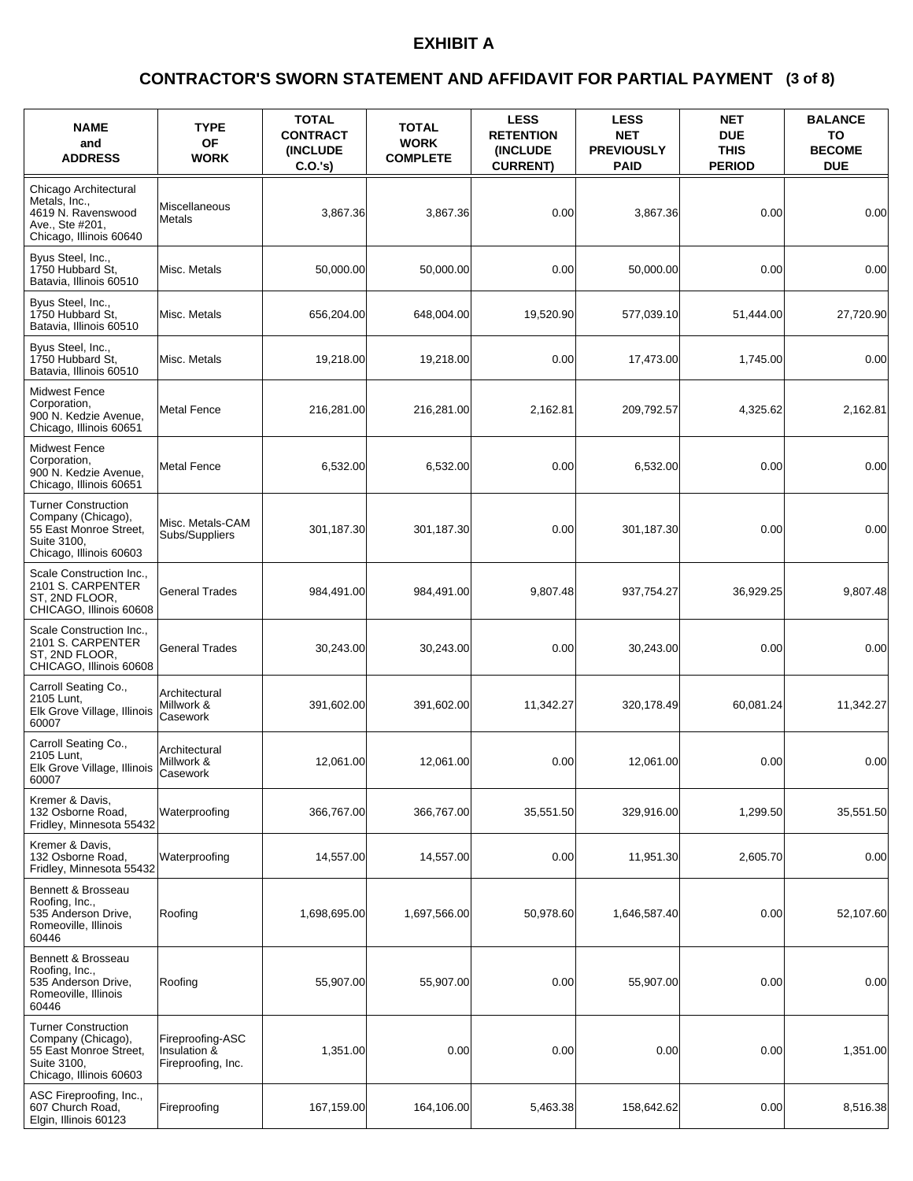# EXHIBIT A

## CONTRACTOR'S SWORN STATEMENT AND AFFIDAVIT FOR PARTIAL PAYMENT (3 of 8)

| NAME and ADDRESS | TYPE OF WORK | TOTAL CONTRACT (INCLUDE C.O.'s) | TOTAL WORK COMPLETE | LESS RETENTION (INCLUDE CURRENT) | LESS NET PREVIOUSLY PAID | NET DUE THIS PERIOD | BALANCE TO BECOME DUE |
|---|---|---|---|---|---|---|---|
| Chicago Architectural Metals, Inc., 4619 N. Ravenswood Ave., Ste #201, Chicago, Illinois 60640 | Miscellaneous Metals | 3,867.36 | 3,867.36 | 0.00 | 3,867.36 | 0.00 | 0.00 |
| Byus Steel, Inc., 1750 Hubbard St, Batavia, Illinois 60510 | Misc. Metals | 50,000.00 | 50,000.00 | 0.00 | 50,000.00 | 0.00 | 0.00 |
| Byus Steel, Inc., 1750 Hubbard St, Batavia, Illinois 60510 | Misc. Metals | 656,204.00 | 648,004.00 | 19,520.90 | 577,039.10 | 51,444.00 | 27,720.90 |
| Byus Steel, Inc., 1750 Hubbard St, Batavia, Illinois 60510 | Misc. Metals | 19,218.00 | 19,218.00 | 0.00 | 17,473.00 | 1,745.00 | 0.00 |
| Midwest Fence Corporation, 900 N. Kedzie Avenue, Chicago, Illinois 60651 | Metal Fence | 216,281.00 | 216,281.00 | 2,162.81 | 209,792.57 | 4,325.62 | 2,162.81 |
| Midwest Fence Corporation, 900 N. Kedzie Avenue, Chicago, Illinois 60651 | Metal Fence | 6,532.00 | 6,532.00 | 0.00 | 6,532.00 | 0.00 | 0.00 |
| Turner Construction Company (Chicago), 55 East Monroe Street, Suite 3100, Chicago, Illinois 60603 | Misc. Metals-CAM Subs/Suppliers | 301,187.30 | 301,187.30 | 0.00 | 301,187.30 | 0.00 | 0.00 |
| Scale Construction Inc., 2101 S. CARPENTER ST, 2ND FLOOR, CHICAGO, Illinois 60608 | General Trades | 984,491.00 | 984,491.00 | 9,807.48 | 937,754.27 | 36,929.25 | 9,807.48 |
| Scale Construction Inc., 2101 S. CARPENTER ST, 2ND FLOOR, CHICAGO, Illinois 60608 | General Trades | 30,243.00 | 30,243.00 | 0.00 | 30,243.00 | 0.00 | 0.00 |
| Carroll Seating Co., 2105 Lunt, Elk Grove Village, Illinois 60007 | Architectural Millwork & Casework | 391,602.00 | 391,602.00 | 11,342.27 | 320,178.49 | 60,081.24 | 11,342.27 |
| Carroll Seating Co., 2105 Lunt, Elk Grove Village, Illinois 60007 | Architectural Millwork & Casework | 12,061.00 | 12,061.00 | 0.00 | 12,061.00 | 0.00 | 0.00 |
| Kremer & Davis, 132 Osborne Road, Fridley, Minnesota 55432 | Waterproofing | 366,767.00 | 366,767.00 | 35,551.50 | 329,916.00 | 1,299.50 | 35,551.50 |
| Kremer & Davis, 132 Osborne Road, Fridley, Minnesota 55432 | Waterproofing | 14,557.00 | 14,557.00 | 0.00 | 11,951.30 | 2,605.70 | 0.00 |
| Bennett & Brosseau Roofing, Inc., 535 Anderson Drive, Romeoville, Illinois 60446 | Roofing | 1,698,695.00 | 1,697,566.00 | 50,978.60 | 1,646,587.40 | 0.00 | 52,107.60 |
| Bennett & Brosseau Roofing, Inc., 535 Anderson Drive, Romeoville, Illinois 60446 | Roofing | 55,907.00 | 55,907.00 | 0.00 | 55,907.00 | 0.00 | 0.00 |
| Turner Construction Company (Chicago), 55 East Monroe Street, Suite 3100, Chicago, Illinois 60603 | Fireproofing-ASC Insulation & Fireproofing, Inc. | 1,351.00 | 0.00 | 0.00 | 0.00 | 0.00 | 1,351.00 |
| ASC Fireproofing, Inc., 607 Church Road, Elgin, Illinois 60123 | Fireproofing | 167,159.00 | 164,106.00 | 5,463.38 | 158,642.62 | 0.00 | 8,516.38 |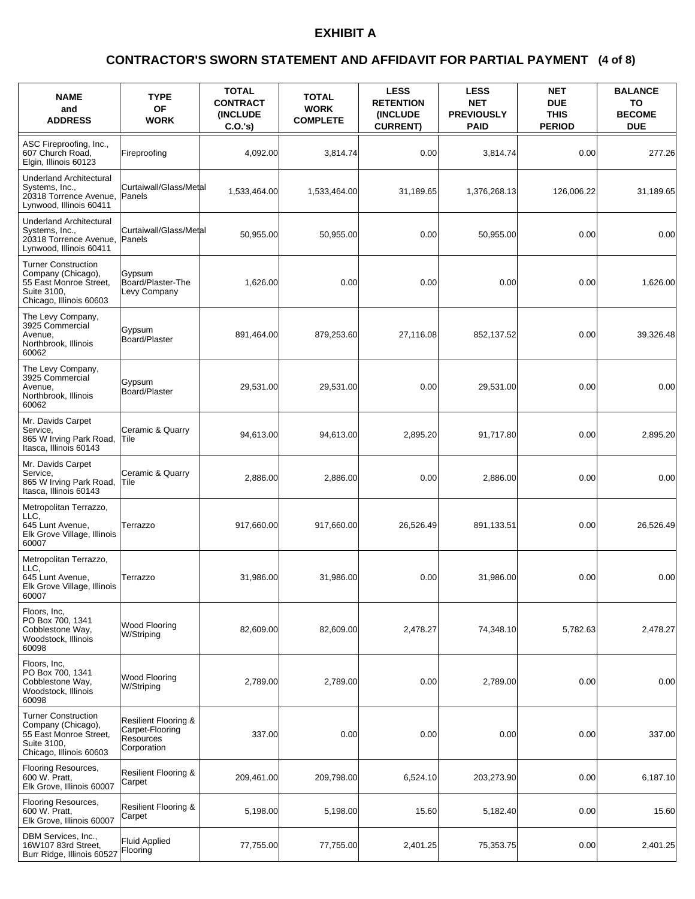# EXHIBIT A

## CONTRACTOR'S SWORN STATEMENT AND AFFIDAVIT FOR PARTIAL PAYMENT (4 of 8)

| NAME and ADDRESS | TYPE OF WORK | TOTAL CONTRACT (INCLUDE C.O.'s) | TOTAL WORK COMPLETE | LESS RETENTION (INCLUDE CURRENT) | LESS NET PREVIOUSLY PAID | NET DUE THIS PERIOD | BALANCE TO BECOME DUE |
|---|---|---|---|---|---|---|---|
| ASC Fireproofing, Inc., 607 Church Road, Elgin, Illinois 60123 | Fireproofing | 4,092.00 | 3,814.74 | 0.00 | 3,814.74 | 0.00 | 277.26 |
| Underland Architectural Systems, Inc., 20318 Torrence Avenue, Lynwood, Illinois 60411 | Curtaiwall/Glass/Metal Panels | 1,533,464.00 | 1,533,464.00 | 31,189.65 | 1,376,268.13 | 126,006.22 | 31,189.65 |
| Underland Architectural Systems, Inc., 20318 Torrence Avenue, Lynwood, Illinois 60411 | Curtaiwall/Glass/Metal Panels | 50,955.00 | 50,955.00 | 0.00 | 50,955.00 | 0.00 | 0.00 |
| Turner Construction Company (Chicago), 55 East Monroe Street, Suite 3100, Chicago, Illinois 60603 | Gypsum Board/Plaster-The Levy Company | 1,626.00 | 0.00 | 0.00 | 0.00 | 0.00 | 1,626.00 |
| The Levy Company, 3925 Commercial Avenue, Northbrook, Illinois 60062 | Gypsum Board/Plaster | 891,464.00 | 879,253.60 | 27,116.08 | 852,137.52 | 0.00 | 39,326.48 |
| The Levy Company, 3925 Commercial Avenue, Northbrook, Illinois 60062 | Gypsum Board/Plaster | 29,531.00 | 29,531.00 | 0.00 | 29,531.00 | 0.00 | 0.00 |
| Mr. Davids Carpet Service, 865 W Irving Park Road, Itasca, Illinois 60143 | Ceramic & Quarry Tile | 94,613.00 | 94,613.00 | 2,895.20 | 91,717.80 | 0.00 | 2,895.20 |
| Mr. Davids Carpet Service, 865 W Irving Park Road, Itasca, Illinois 60143 | Ceramic & Quarry Tile | 2,886.00 | 2,886.00 | 0.00 | 2,886.00 | 0.00 | 0.00 |
| Metropolitan Terrazzo, LLC, 645 Lunt Avenue, Elk Grove Village, Illinois 60007 | Terrazzo | 917,660.00 | 917,660.00 | 26,526.49 | 891,133.51 | 0.00 | 26,526.49 |
| Metropolitan Terrazzo, LLC, 645 Lunt Avenue, Elk Grove Village, Illinois 60007 | Terrazzo | 31,986.00 | 31,986.00 | 0.00 | 31,986.00 | 0.00 | 0.00 |
| Floors, Inc, PO Box 700, 1341 Cobblestone Way, Woodstock, Illinois 60098 | Wood Flooring W/Striping | 82,609.00 | 82,609.00 | 2,478.27 | 74,348.10 | 5,782.63 | 2,478.27 |
| Floors, Inc, PO Box 700, 1341 Cobblestone Way, Woodstock, Illinois 60098 | Wood Flooring W/Striping | 2,789.00 | 2,789.00 | 0.00 | 2,789.00 | 0.00 | 0.00 |
| Turner Construction Company (Chicago), 55 East Monroe Street, Suite 3100, Chicago, Illinois 60603 | Resilient Flooring & Carpet-Flooring Resources Corporation | 337.00 | 0.00 | 0.00 | 0.00 | 0.00 | 337.00 |
| Flooring Resources, 600 W. Pratt, Elk Grove, Illinois 60007 | Resilient Flooring & Carpet | 209,461.00 | 209,798.00 | 6,524.10 | 203,273.90 | 0.00 | 6,187.10 |
| Flooring Resources, 600 W. Pratt, Elk Grove, Illinois 60007 | Resilient Flooring & Carpet | 5,198.00 | 5,198.00 | 15.60 | 5,182.40 | 0.00 | 15.60 |
| DBM Services, Inc., 16W107 83rd Street, Burr Ridge, Illinois 60527 | Fluid Applied Flooring | 77,755.00 | 77,755.00 | 2,401.25 | 75,353.75 | 0.00 | 2,401.25 |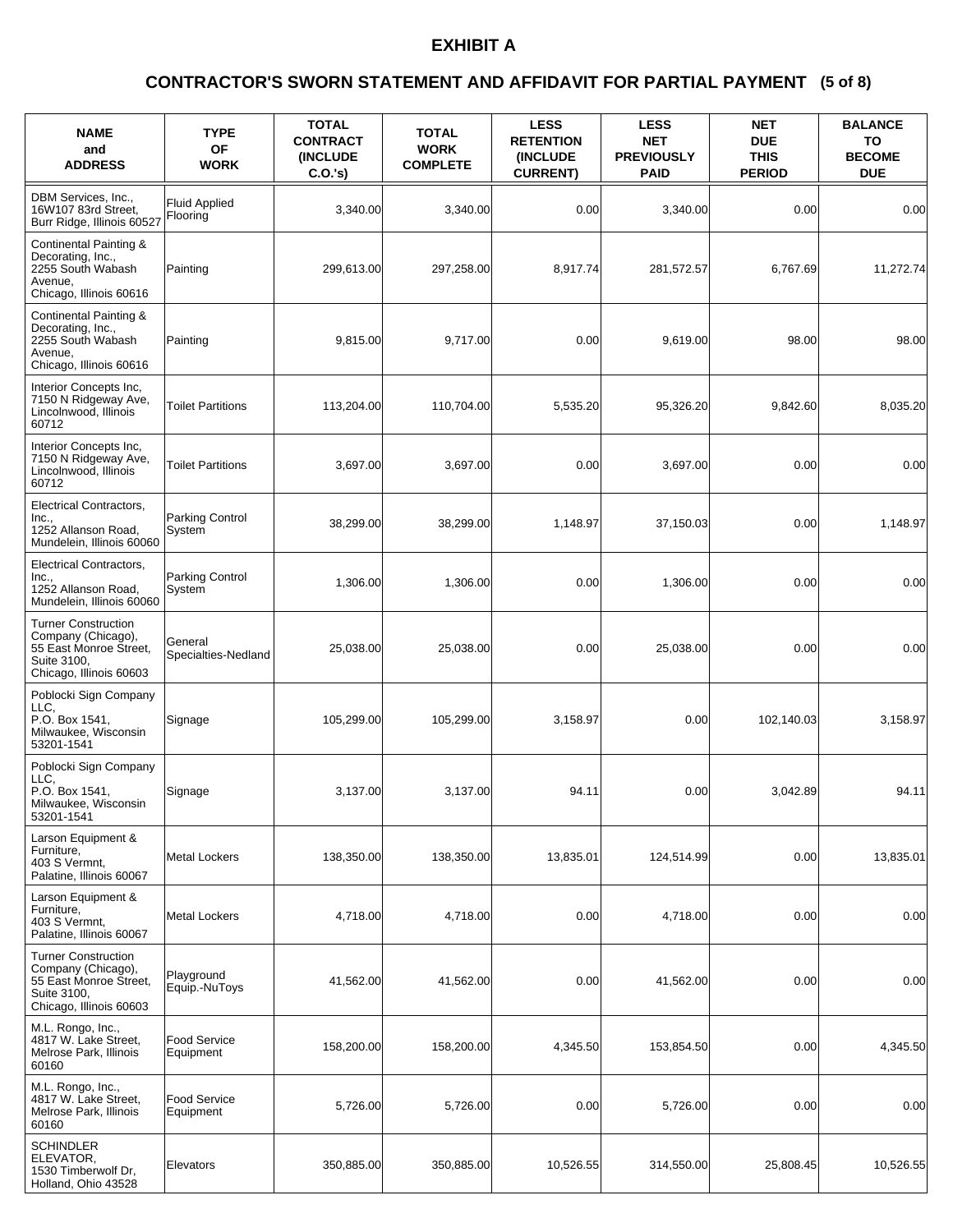# EXHIBIT A

## CONTRACTOR'S SWORN STATEMENT AND AFFIDAVIT FOR PARTIAL PAYMENT (5 of 8)

| NAME and ADDRESS | TYPE OF WORK | TOTAL CONTRACT (INCLUDE C.O.'s) | TOTAL WORK COMPLETE | LESS RETENTION (INCLUDE CURRENT) | LESS NET PREVIOUSLY PAID | NET DUE THIS PERIOD | BALANCE TO BECOME DUE |
|---|---|---|---|---|---|---|---|
| DBM Services, Inc., 16W107 83rd Street, Burr Ridge, Illinois 60527 | Fluid Applied Flooring | 3,340.00 | 3,340.00 | 0.00 | 3,340.00 | 0.00 | 0.00 |
| Continental Painting & Decorating, Inc., 2255 South Wabash Avenue, Chicago, Illinois 60616 | Painting | 299,613.00 | 297,258.00 | 8,917.74 | 281,572.57 | 6,767.69 | 11,272.74 |
| Continental Painting & Decorating, Inc., 2255 South Wabash Avenue, Chicago, Illinois 60616 | Painting | 9,815.00 | 9,717.00 | 0.00 | 9,619.00 | 98.00 | 98.00 |
| Interior Concepts Inc, 7150 N Ridgeway Ave, Lincolnwood, Illinois 60712 | Toilet Partitions | 113,204.00 | 110,704.00 | 5,535.20 | 95,326.20 | 9,842.60 | 8,035.20 |
| Interior Concepts Inc, 7150 N Ridgeway Ave, Lincolnwood, Illinois 60712 | Toilet Partitions | 3,697.00 | 3,697.00 | 0.00 | 3,697.00 | 0.00 | 0.00 |
| Electrical Contractors, Inc., 1252 Allanson Road, Mundelein, Illinois 60060 | Parking Control System | 38,299.00 | 38,299.00 | 1,148.97 | 37,150.03 | 0.00 | 1,148.97 |
| Electrical Contractors, Inc., 1252 Allanson Road, Mundelein, Illinois 60060 | Parking Control System | 1,306.00 | 1,306.00 | 0.00 | 1,306.00 | 0.00 | 0.00 |
| Turner Construction Company (Chicago), 55 East Monroe Street, Suite 3100, Chicago, Illinois 60603 | General Specialties-Nedland | 25,038.00 | 25,038.00 | 0.00 | 25,038.00 | 0.00 | 0.00 |
| Poblocki Sign Company LLC, P.O. Box 1541, Milwaukee, Wisconsin 53201-1541 | Signage | 105,299.00 | 105,299.00 | 3,158.97 | 0.00 | 102,140.03 | 3,158.97 |
| Poblocki Sign Company LLC, P.O. Box 1541, Milwaukee, Wisconsin 53201-1541 | Signage | 3,137.00 | 3,137.00 | 94.11 | 0.00 | 3,042.89 | 94.11 |
| Larson Equipment & Furniture, 403 S Vermnt, Palatine, Illinois 60067 | Metal Lockers | 138,350.00 | 138,350.00 | 13,835.01 | 124,514.99 | 0.00 | 13,835.01 |
| Larson Equipment & Furniture, 403 S Vermnt, Palatine, Illinois 60067 | Metal Lockers | 4,718.00 | 4,718.00 | 0.00 | 4,718.00 | 0.00 | 0.00 |
| Turner Construction Company (Chicago), 55 East Monroe Street, Suite 3100, Chicago, Illinois 60603 | Playground Equip.-NuToys | 41,562.00 | 41,562.00 | 0.00 | 41,562.00 | 0.00 | 0.00 |
| M.L. Rongo, Inc., 4817 W. Lake Street, Melrose Park, Illinois 60160 | Food Service Equipment | 158,200.00 | 158,200.00 | 4,345.50 | 153,854.50 | 0.00 | 4,345.50 |
| M.L. Rongo, Inc., 4817 W. Lake Street, Melrose Park, Illinois 60160 | Food Service Equipment | 5,726.00 | 5,726.00 | 0.00 | 5,726.00 | 0.00 | 0.00 |
| SCHINDLER ELEVATOR, 1530 Timberwolf Dr, Holland, Ohio 43528 | Elevators | 350,885.00 | 350,885.00 | 10,526.55 | 314,550.00 | 25,808.45 | 10,526.55 |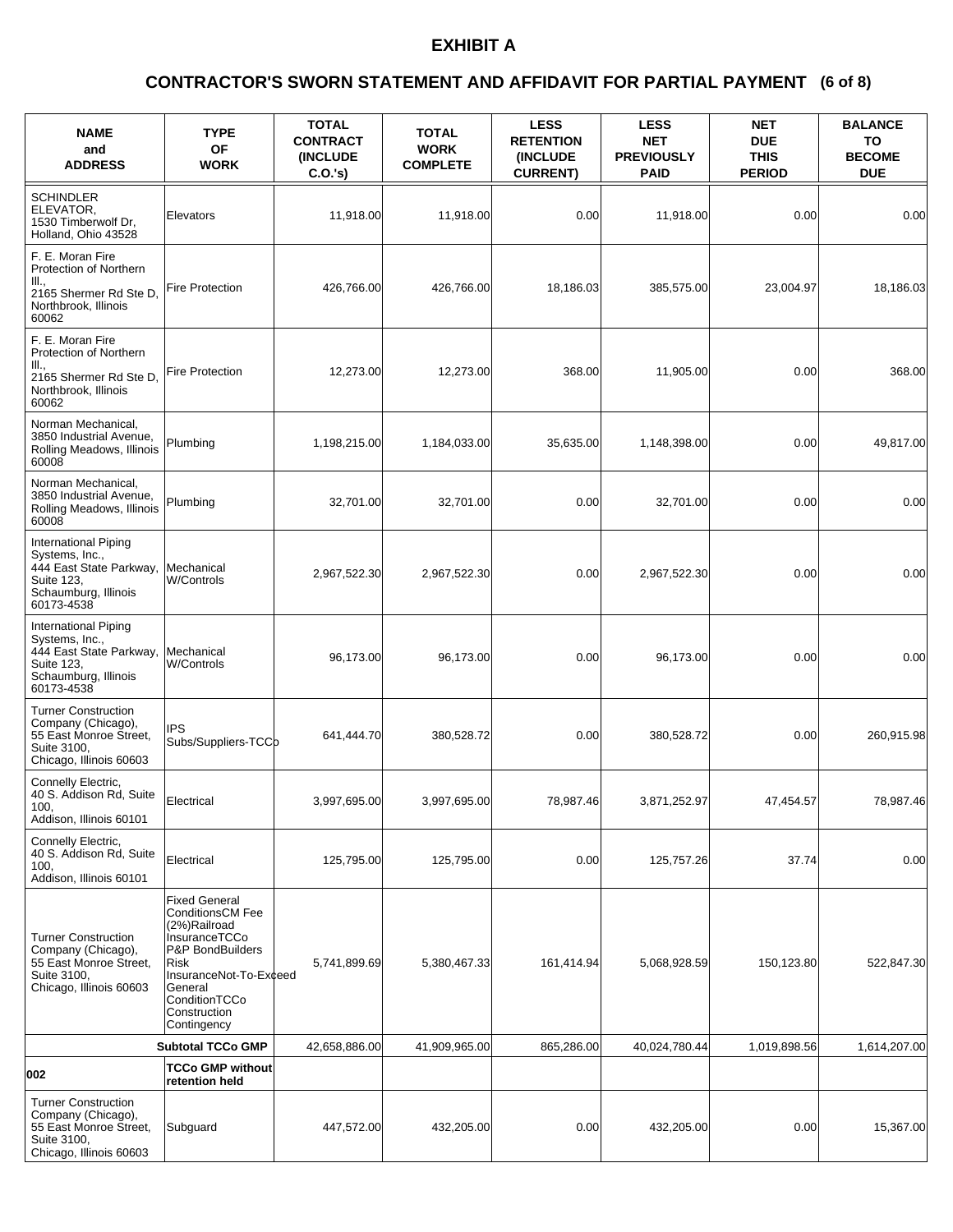# EXHIBIT A

## CONTRACTOR'S SWORN STATEMENT AND AFFIDAVIT FOR PARTIAL PAYMENT (6 of 8)

| NAME and ADDRESS | TYPE OF WORK | TOTAL CONTRACT (INCLUDE C.O.'s) | TOTAL WORK COMPLETE | LESS RETENTION (INCLUDE CURRENT) | LESS NET PREVIOUSLY PAID | NET DUE THIS PERIOD | BALANCE TO BECOME DUE |
|---|---|---|---|---|---|---|---|
| SCHINDLER ELEVATOR, 1530 Timberwolf Dr, Holland, Ohio 43528 | Elevators | 11,918.00 | 11,918.00 | 0.00 | 11,918.00 | 0.00 | 0.00 |
| F. E. Moran Fire Protection of Northern Ill., 2165 Shermer Rd Ste D, Northbrook, Illinois 60062 | Fire Protection | 426,766.00 | 426,766.00 | 18,186.03 | 385,575.00 | 23,004.97 | 18,186.03 |
| F. E. Moran Fire Protection of Northern Ill., 2165 Shermer Rd Ste D, Northbrook, Illinois 60062 | Fire Protection | 12,273.00 | 12,273.00 | 368.00 | 11,905.00 | 0.00 | 368.00 |
| Norman Mechanical, 3850 Industrial Avenue, Rolling Meadows, Illinois 60008 | Plumbing | 1,198,215.00 | 1,184,033.00 | 35,635.00 | 1,148,398.00 | 0.00 | 49,817.00 |
| Norman Mechanical, 3850 Industrial Avenue, Rolling Meadows, Illinois 60008 | Plumbing | 32,701.00 | 32,701.00 | 0.00 | 32,701.00 | 0.00 | 0.00 |
| International Piping Systems, Inc., 444 East State Parkway, Suite 123, Schaumburg, Illinois 60173-4538 | Mechanical W/Controls | 2,967,522.30 | 2,967,522.30 | 0.00 | 2,967,522.30 | 0.00 | 0.00 |
| International Piping Systems, Inc., 444 East State Parkway, Suite 123, Schaumburg, Illinois 60173-4538 | Mechanical W/Controls | 96,173.00 | 96,173.00 | 0.00 | 96,173.00 | 0.00 | 0.00 |
| Turner Construction Company (Chicago), 55 East Monroe Street, Suite 3100, Chicago, Illinois 60603 | IPS Subs/Suppliers-TCCo | 641,444.70 | 380,528.72 | 0.00 | 380,528.72 | 0.00 | 260,915.98 |
| Connelly Electric, 40 S. Addison Rd, Suite 100, Addison, Illinois 60101 | Electrical | 3,997,695.00 | 3,997,695.00 | 78,987.46 | 3,871,252.97 | 47,454.57 | 78,987.46 |
| Connelly Electric, 40 S. Addison Rd, Suite 100, Addison, Illinois 60101 | Electrical | 125,795.00 | 125,795.00 | 0.00 | 125,757.26 | 37.74 | 0.00 |
| Turner Construction Company (Chicago), 55 East Monroe Street, Suite 3100, Chicago, Illinois 60603 | Fixed General ConditionsCM Fee (2%)Railroad InsuranceTCCo P&P BondBuilders Risk InsuranceNot-To-Exceed General ConditionTCCo Construction Contingency | 5,741,899.69 | 5,380,467.33 | 161,414.94 | 5,068,928.59 | 150,123.80 | 522,847.30 |
| | **Subtotal TCCo GMP** | 42,658,886.00 | 41,909,965.00 | 865,286.00 | 40,024,780.44 | 1,019,898.56 | 1,614,207.00 |
| **002** | **TCCo GMP without retention held** | | | | | | |
| Turner Construction Company (Chicago), 55 East Monroe Street, Suite 3100, Chicago, Illinois 60603 | Subguard | 447,572.00 | 432,205.00 | 0.00 | 432,205.00 | 0.00 | 15,367.00 |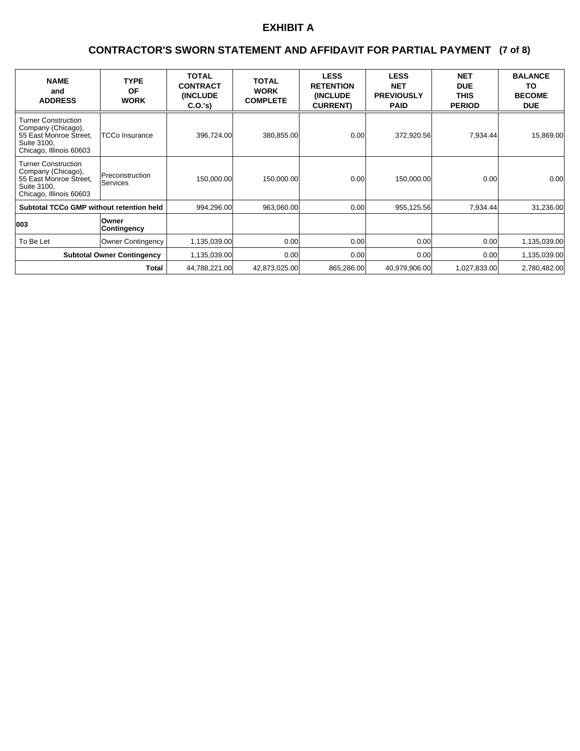# EXHIBIT A

## CONTRACTOR'S SWORN STATEMENT AND AFFIDAVIT FOR PARTIAL PAYMENT (7 of 8)

| NAME and ADDRESS | TYPE OF WORK | TOTAL CONTRACT (INCLUDE C.O.'s) | TOTAL WORK COMPLETE | LESS RETENTION (INCLUDE CURRENT) | LESS NET PREVIOUSLY PAID | NET DUE THIS PERIOD | BALANCE TO BECOME DUE |
|---|---|---|---|---|---|---|---|
| Turner Construction Company (Chicago), 55 East Monroe Street, Suite 3100, Chicago, Illinois 60603 | TCCo Insurance | 396,724.00 | 380,855.00 | 0.00 | 372,920.56 | 7,934.44 | 15,869.00 |
| Turner Construction Company (Chicago), 55 East Monroe Street, Suite 3100, Chicago, Illinois 60603 | Preconstruction Services | 150,000.00 | 150,000.00 | 0.00 | 150,000.00 | 0.00 | 0.00 |
| **Subtotal TCCo GMP without retention held** | | 994,296.00 | 963,060.00 | 0.00 | 955,125.56 | 7,934.44 | 31,236.00 |
| **003** | **Owner Contingency** | | | | | | |
| To Be Let | Owner Contingency | 1,135,039.00 | 0.00 | 0.00 | 0.00 | 0.00 | 1,135,039.00 |
| **Subtotal Owner Contingency** | | 1,135,039.00 | 0.00 | 0.00 | 0.00 | 0.00 | 1,135,039.00 |
| **Total** | | 44,788,221.00 | 42,873,025.00 | 865,286.00 | 40,979,906.00 | 1,027,833.00 | 2,780,482.00 |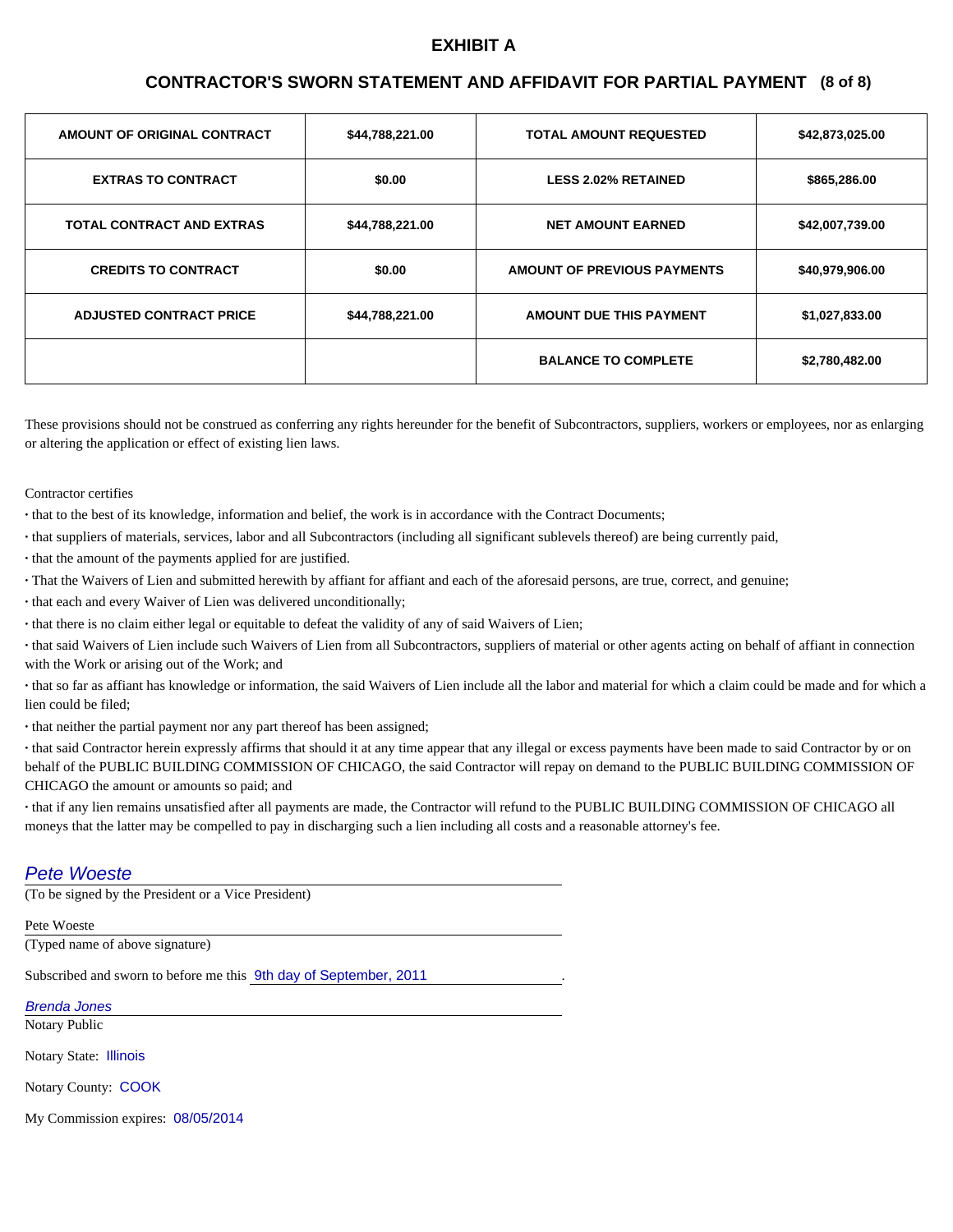# EXHIBIT A

## CONTRACTOR'S SWORN STATEMENT AND AFFIDAVIT FOR PARTIAL PAYMENT (8 of 8)

| | | | |
|---|---|---|---|
| **AMOUNT OF ORIGINAL CONTRACT** | **$44,788,221.00** | **TOTAL AMOUNT REQUESTED** | **$42,873,025.00** |
| **EXTRAS TO CONTRACT** | **$0.00** | **LESS 2.02% RETAINED** | **$865,286.00** |
| **TOTAL CONTRACT AND EXTRAS** | **$44,788,221.00** | **NET AMOUNT EARNED** | **$42,007,739.00** |
| **CREDITS TO CONTRACT** | **$0.00** | **AMOUNT OF PREVIOUS PAYMENTS** | **$40,979,906.00** |
| **ADJUSTED CONTRACT PRICE** | **$44,788,221.00** | **AMOUNT DUE THIS PAYMENT** | **$1,027,833.00** |
| | | **BALANCE TO COMPLETE** | **$2,780,482.00** |

These provisions should not be construed as conferring any rights hereunder for the benefit of Subcontractors, suppliers, workers or employees, nor as enlarging or altering the application or effect of existing lien laws.

Contractor certifies

- that to the best of its knowledge, information and belief, the work is in accordance with the Contract Documents;
- that suppliers of materials, services, labor and all Subcontractors (including all significant sublevels thereof) are being currently paid,
- that the amount of the payments applied for are justified.
- That the Waivers of Lien and submitted herewith by affiant for affiant and each of the aforesaid persons, are true, correct, and genuine;
- that each and every Waiver of Lien was delivered unconditionally;
- that there is no claim either legal or equitable to defeat the validity of any of said Waivers of Lien;
- that said Waivers of Lien include such Waivers of Lien from all Subcontractors, suppliers of material or other agents acting on behalf of affiant in connection with the Work or arising out of the Work; and
- that so far as affiant has knowledge or information, the said Waivers of Lien include all the labor and material for which a claim could be made and for which a lien could be filed;
- that neither the partial payment nor any part thereof has been assigned;
- that said Contractor herein expressly affirms that should it at any time appear that any illegal or excess payments have been made to said Contractor by or on behalf of the PUBLIC BUILDING COMMISSION OF CHICAGO, the said Contractor will repay on demand to the PUBLIC BUILDING COMMISSION OF CHICAGO the amount or amounts so paid; and
- that if any lien remains unsatisfied after all payments are made, the Contractor will refund to the PUBLIC BUILDING COMMISSION OF CHICAGO all moneys that the latter may be compelled to pay in discharging such a lien including all costs and a reasonable attorney's fee.

*Pete Woeste*
(To be signed by the President or a Vice President)

Pete Woeste
(Typed name of above signature)

Subscribed and sworn to before me this 9th day of September, 2011.

*Brenda Jones*
Notary Public

Notary State: Illinois

Notary County: COOK

My Commission expires: 08/05/2014